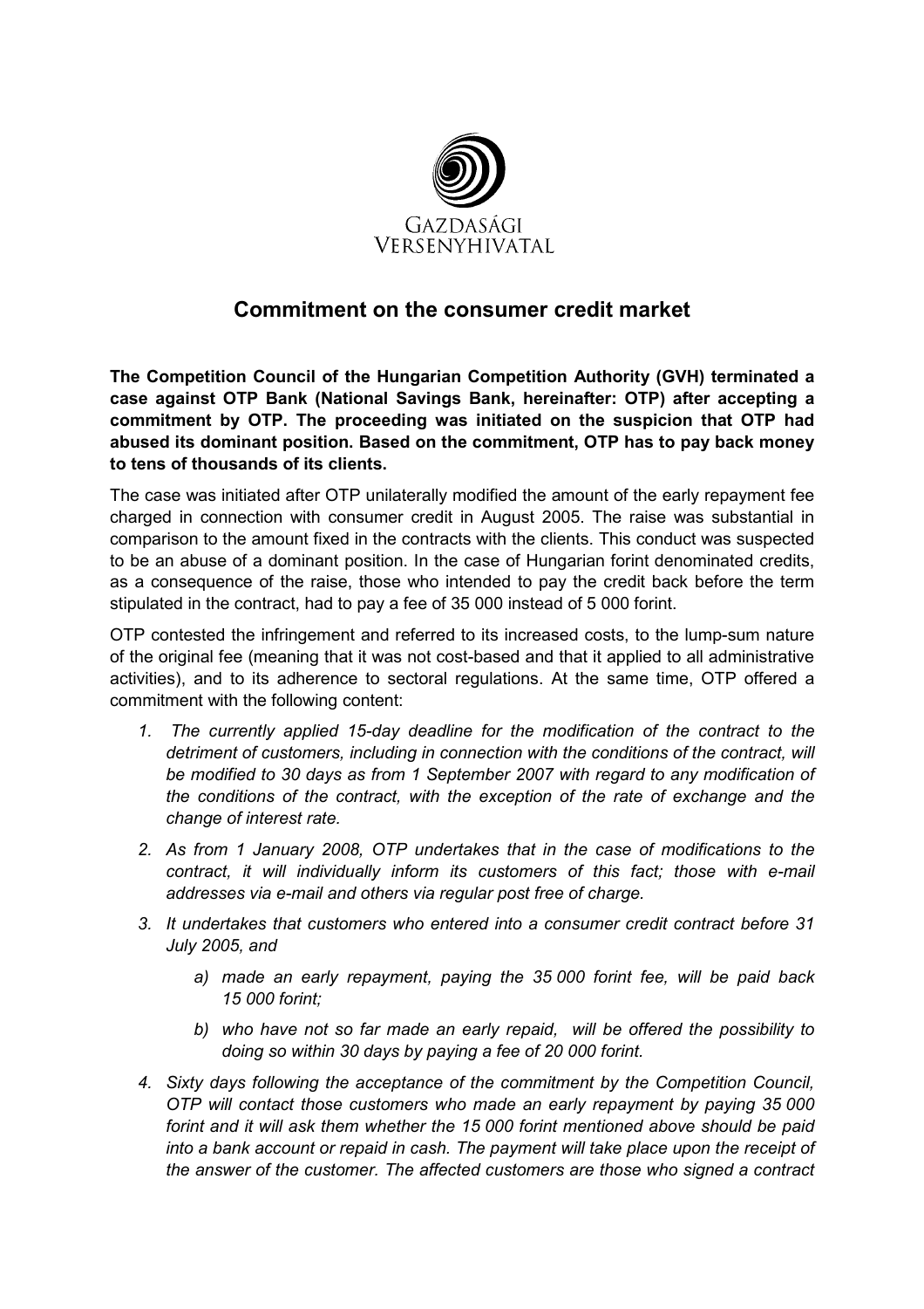GAZDASÁGI VERSENYHIVATAL

# Commitment on the consumer credit market

**The Competition Council of the Hungarian Competition Authority (GVH) terminated a case against OTP Bank (National Savings Bank, hereinafter: OTP) after accepting a commitment by OTP. The proceeding was initiated on the suspicion that OTP had abused its dominant position. Based on the commitment, OTP has to pay back money to tens of thousands of its clients.**

The case was initiated after OTP unilaterally modified the amount of the early repayment fee charged in connection with consumer credit in August 2005. The raise was substantial in comparison to the amount fixed in the contracts with the clients. This conduct was suspected to be an abuse of a dominant position. In the case of Hungarian forint denominated credits, as a consequence of the raise, those who intended to pay the credit back before the term stipulated in the contract, had to pay a fee of 35 000 instead of 5 000 forint.

OTP contested the infringement and referred to its increased costs, to the lump-sum nature of the original fee (meaning that it was not cost-based and that it applied to all administrative activities), and to its adherence to sectoral regulations. At the same time, OTP offered a commitment with the following content:

1. *The currently applied 15-day deadline for the modification of the contract to the detriment of customers, including in connection with the conditions of the contract, will be modified to 30 days as from 1 September 2007 with regard to any modification of the conditions of the contract, with the exception of the rate of exchange and the change of interest rate.*
2. *As from 1 January 2008, OTP undertakes that in the case of modifications to the contract, it will individually inform its customers of this fact; those with e-mail addresses via e-mail and others via regular post free of charge.*
3. *It undertakes that customers who entered into a consumer credit contract before 31 July 2005, and*
   - *a) made an early repayment, paying the 35 000 forint fee, will be paid back 15 000 forint;*
   - *b) who have not so far made an early repaid, will be offered the possibility to doing so within 30 days by paying a fee of 20 000 forint.*
4. *Sixty days following the acceptance of the commitment by the Competition Council, OTP will contact those customers who made an early repayment by paying 35 000 forint and it will ask them whether the 15 000 forint mentioned above should be paid into a bank account or repaid in cash. The payment will take place upon the receipt of the answer of the customer. The affected customers are those who signed a contract*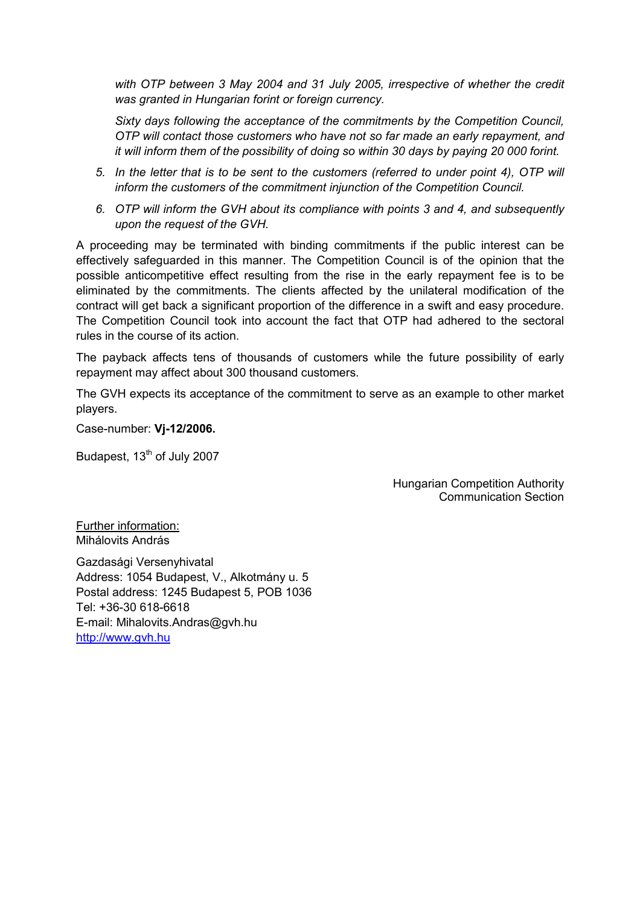*with OTP between 3 May 2004 and 31 July 2005, irrespective of whether the credit was granted in Hungarian forint or foreign currency.*

*Sixty days following the acceptance of the commitments by the Competition Council, OTP will contact those customers who have not so far made an early repayment, and it will inform them of the possibility of doing so within 30 days by paying 20 000 forint.*

5. *In the letter that is to be sent to the customers (referred to under point 4), OTP will inform the customers of the commitment injunction of the Competition Council.*
6. *OTP will inform the GVH about its compliance with points 3 and 4, and subsequently upon the request of the GVH.*

A proceeding may be terminated with binding commitments if the public interest can be effectively safeguarded in this manner. The Competition Council is of the opinion that the possible anticompetitive effect resulting from the rise in the early repayment fee is to be eliminated by the commitments. The clients affected by the unilateral modification of the contract will get back a significant proportion of the difference in a swift and easy procedure. The Competition Council took into account the fact that OTP had adhered to the sectoral rules in the course of its action.

The payback affects tens of thousands of customers while the future possibility of early repayment may affect about 300 thousand customers.

The GVH expects its acceptance of the commitment to serve as an example to other market players.

Case-number: **Vj-12/2006.**

Budapest, 13th of July 2007

Hungarian Competition Authority
Communication Section

Further information:
Mihálovits András

Gazdasági Versenyhivatal
Address: 1054 Budapest, V., Alkotmány u. 5
Postal address: 1245 Budapest 5, POB 1036
Tel: +36-30 618-6618
E-mail: Mihalovits.Andras@gvh.hu
http://www.gvh.hu